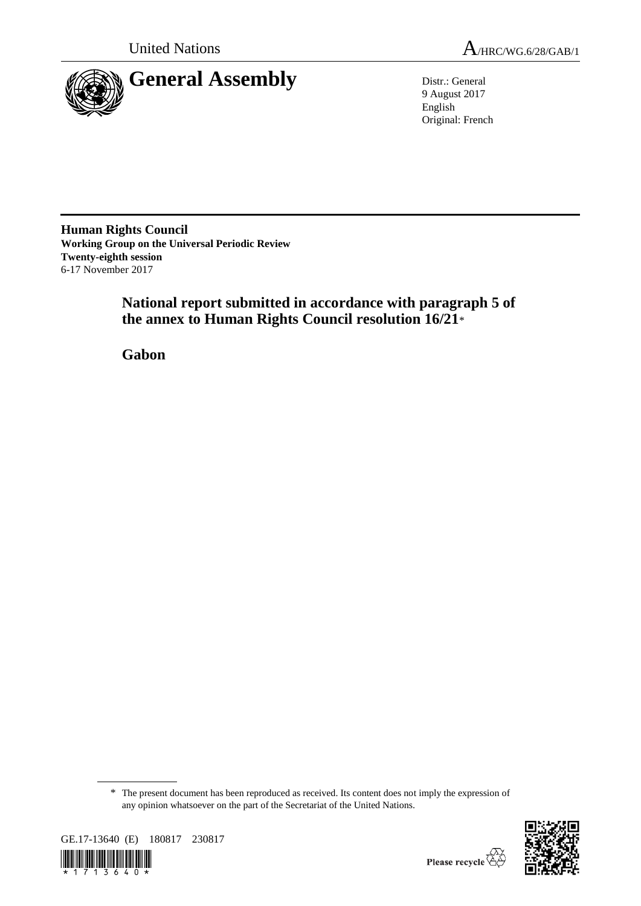United Nations

A/HRC/WG.6/28/GAB/1

# General Assembly

Distr.: General
9 August 2017
English
Original: French

**Human Rights Council**
**Working Group on the Universal Periodic Review**
**Twenty-eighth session**
6-17 November 2017

## National report submitted in accordance with paragraph 5 of the annex to Human Rights Council resolution 16/21*

## Gabon

\* The present document has been reproduced as received. Its content does not imply the expression of any opinion whatsoever on the part of the Secretariat of the United Nations.

GE.17-13640 (E) 180817 230817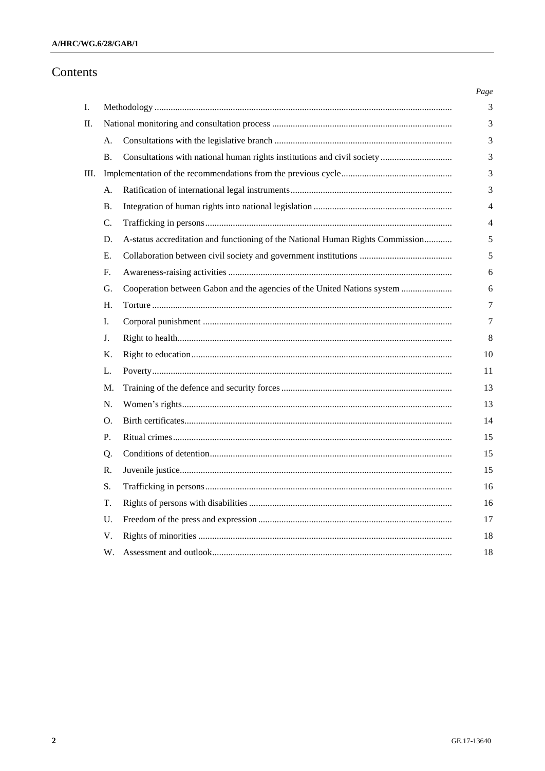# Contents

| | | | Page |
|---|---|---|---|
| I. | | Methodology | 3 |
| II. | | National monitoring and consultation process | 3 |
| | A. | Consultations with the legislative branch | 3 |
| | B. | Consultations with national human rights institutions and civil society | 3 |
| III. | | Implementation of the recommendations from the previous cycle | 3 |
| | A. | Ratification of international legal instruments | 3 |
| | B. | Integration of human rights into national legislation | 4 |
| | C. | Trafficking in persons | 4 |
| | D. | A-status accreditation and functioning of the National Human Rights Commission | 5 |
| | E. | Collaboration between civil society and government institutions | 5 |
| | F. | Awareness-raising activities | 6 |
| | G. | Cooperation between Gabon and the agencies of the United Nations system | 6 |
| | H. | Torture | 7 |
| | I. | Corporal punishment | 7 |
| | J. | Right to health | 8 |
| | K. | Right to education | 10 |
| | L. | Poverty | 11 |
| | M. | Training of the defence and security forces | 13 |
| | N. | Women's rights | 13 |
| | O. | Birth certificates | 14 |
| | P. | Ritual crimes | 15 |
| | Q. | Conditions of detention | 15 |
| | R. | Juvenile justice | 15 |
| | S. | Trafficking in persons | 16 |
| | T. | Rights of persons with disabilities | 16 |
| | U. | Freedom of the press and expression | 17 |
| | V. | Rights of minorities | 18 |
| | W. | Assessment and outlook | 18 |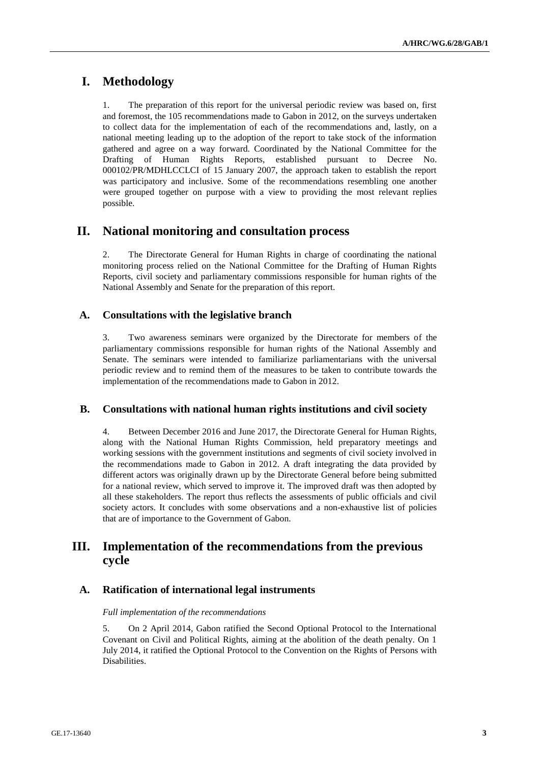# I. Methodology

1. The preparation of this report for the universal periodic review was based on, first and foremost, the 105 recommendations made to Gabon in 2012, on the surveys undertaken to collect data for the implementation of each of the recommendations and, lastly, on a national meeting leading up to the adoption of the report to take stock of the information gathered and agree on a way forward. Coordinated by the National Committee for the Drafting of Human Rights Reports, established pursuant to Decree No. 000102/PR/MDHLCCLCI of 15 January 2007, the approach taken to establish the report was participatory and inclusive. Some of the recommendations resembling one another were grouped together on purpose with a view to providing the most relevant replies possible.

# II. National monitoring and consultation process

2. The Directorate General for Human Rights in charge of coordinating the national monitoring process relied on the National Committee for the Drafting of Human Rights Reports, civil society and parliamentary commissions responsible for human rights of the National Assembly and Senate for the preparation of this report.

## A. Consultations with the legislative branch

3. Two awareness seminars were organized by the Directorate for members of the parliamentary commissions responsible for human rights of the National Assembly and Senate. The seminars were intended to familiarize parliamentarians with the universal periodic review and to remind them of the measures to be taken to contribute towards the implementation of the recommendations made to Gabon in 2012.

## B. Consultations with national human rights institutions and civil society

4. Between December 2016 and June 2017, the Directorate General for Human Rights, along with the National Human Rights Commission, held preparatory meetings and working sessions with the government institutions and segments of civil society involved in the recommendations made to Gabon in 2012. A draft integrating the data provided by different actors was originally drawn up by the Directorate General before being submitted for a national review, which served to improve it. The improved draft was then adopted by all these stakeholders. The report thus reflects the assessments of public officials and civil society actors. It concludes with some observations and a non-exhaustive list of policies that are of importance to the Government of Gabon.

# III. Implementation of the recommendations from the previous cycle

## A. Ratification of international legal instruments

*Full implementation of the recommendations*

5. On 2 April 2014, Gabon ratified the Second Optional Protocol to the International Covenant on Civil and Political Rights, aiming at the abolition of the death penalty. On 1 July 2014, it ratified the Optional Protocol to the Convention on the Rights of Persons with Disabilities.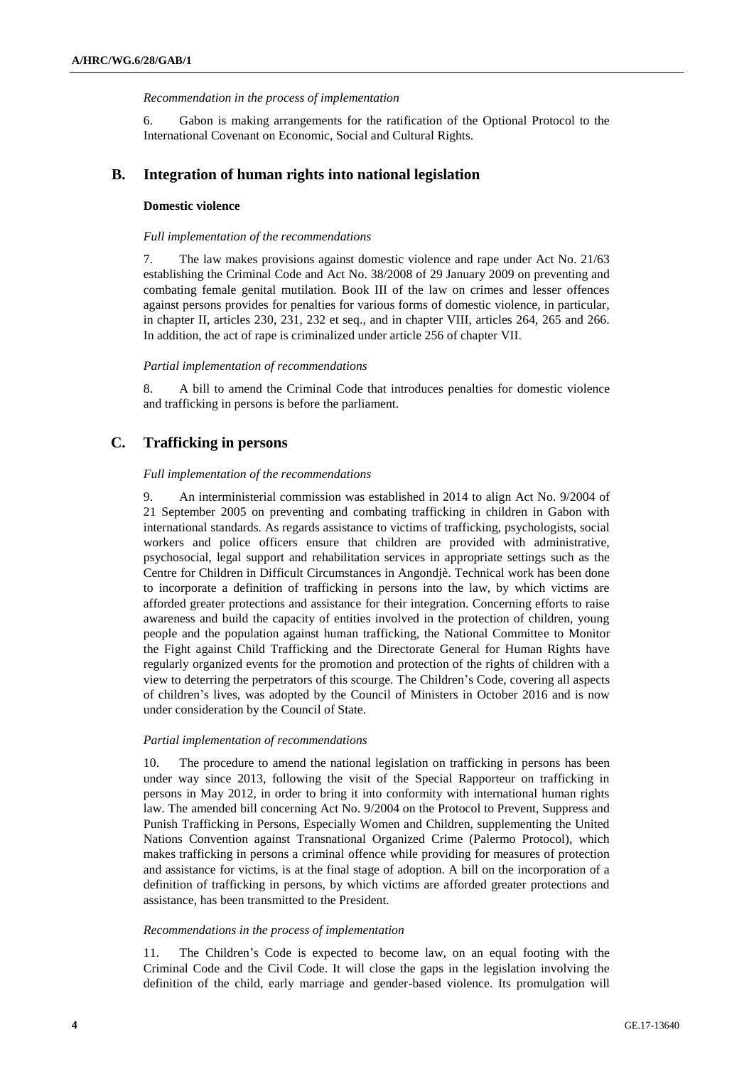*Recommendation in the process of implementation*

6. Gabon is making arrangements for the ratification of the Optional Protocol to the International Covenant on Economic, Social and Cultural Rights.

## B. Integration of human rights into national legislation

### Domestic violence

*Full implementation of the recommendations*

7. The law makes provisions against domestic violence and rape under Act No. 21/63 establishing the Criminal Code and Act No. 38/2008 of 29 January 2009 on preventing and combating female genital mutilation. Book III of the law on crimes and lesser offences against persons provides for penalties for various forms of domestic violence, in particular, in chapter II, articles 230, 231, 232 et seq., and in chapter VIII, articles 264, 265 and 266. In addition, the act of rape is criminalized under article 256 of chapter VII.

*Partial implementation of recommendations*

8. A bill to amend the Criminal Code that introduces penalties for domestic violence and trafficking in persons is before the parliament.

## C. Trafficking in persons

*Full implementation of the recommendations*

9. An interministerial commission was established in 2014 to align Act No. 9/2004 of 21 September 2005 on preventing and combating trafficking in children in Gabon with international standards. As regards assistance to victims of trafficking, psychologists, social workers and police officers ensure that children are provided with administrative, psychosocial, legal support and rehabilitation services in appropriate settings such as the Centre for Children in Difficult Circumstances in Angondjè. Technical work has been done to incorporate a definition of trafficking in persons into the law, by which victims are afforded greater protections and assistance for their integration. Concerning efforts to raise awareness and build the capacity of entities involved in the protection of children, young people and the population against human trafficking, the National Committee to Monitor the Fight against Child Trafficking and the Directorate General for Human Rights have regularly organized events for the promotion and protection of the rights of children with a view to deterring the perpetrators of this scourge. The Children's Code, covering all aspects of children's lives, was adopted by the Council of Ministers in October 2016 and is now under consideration by the Council of State.

*Partial implementation of recommendations*

10. The procedure to amend the national legislation on trafficking in persons has been under way since 2013, following the visit of the Special Rapporteur on trafficking in persons in May 2012, in order to bring it into conformity with international human rights law. The amended bill concerning Act No. 9/2004 on the Protocol to Prevent, Suppress and Punish Trafficking in Persons, Especially Women and Children, supplementing the United Nations Convention against Transnational Organized Crime (Palermo Protocol), which makes trafficking in persons a criminal offence while providing for measures of protection and assistance for victims, is at the final stage of adoption. A bill on the incorporation of a definition of trafficking in persons, by which victims are afforded greater protections and assistance, has been transmitted to the President.

*Recommendations in the process of implementation*

11. The Children's Code is expected to become law, on an equal footing with the Criminal Code and the Civil Code. It will close the gaps in the legislation involving the definition of the child, early marriage and gender-based violence. Its promulgation will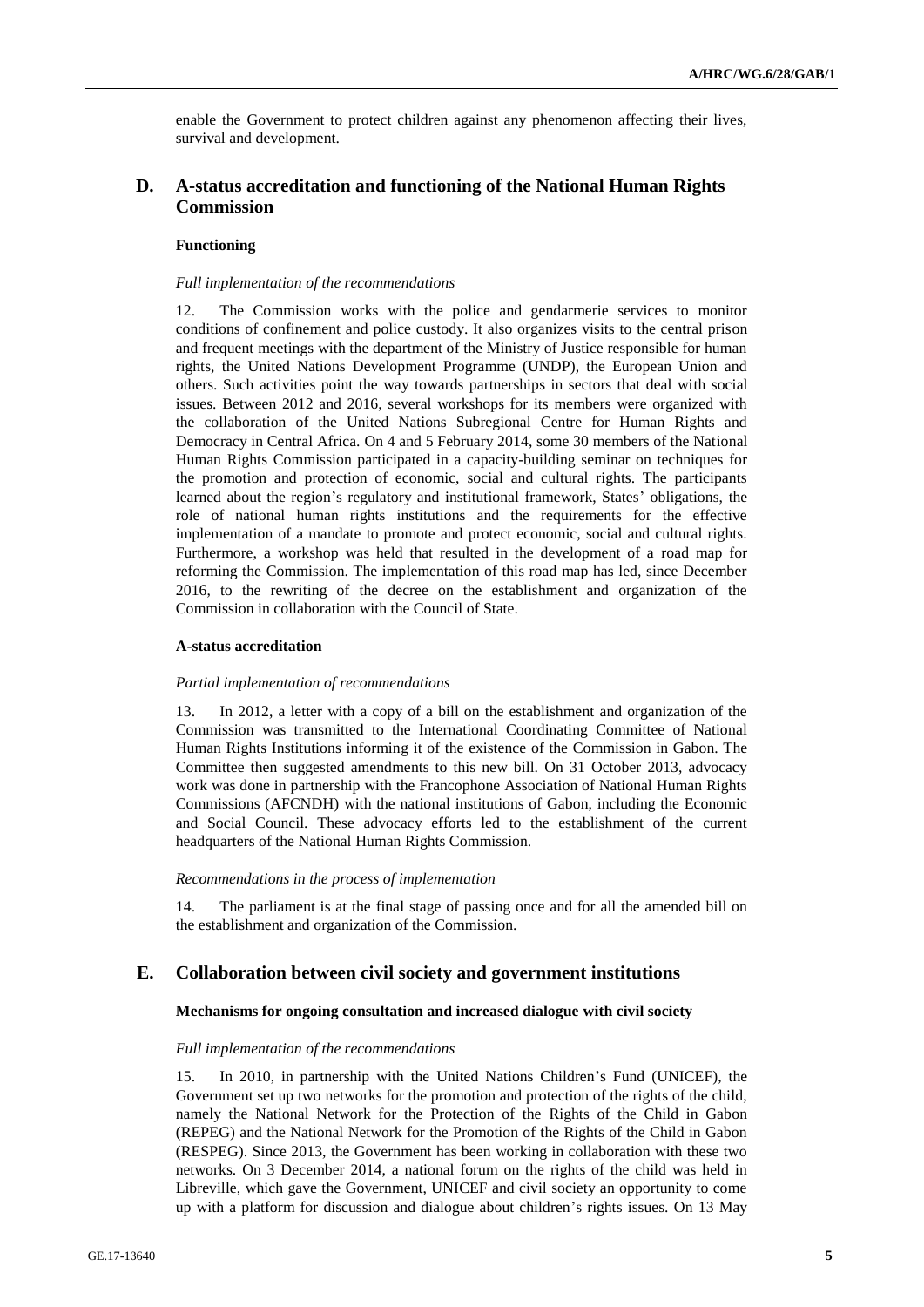enable the Government to protect children against any phenomenon affecting their lives, survival and development.

## D. A-status accreditation and functioning of the National Human Rights Commission

### Functioning

*Full implementation of the recommendations*

12. The Commission works with the police and gendarmerie services to monitor conditions of confinement and police custody. It also organizes visits to the central prison and frequent meetings with the department of the Ministry of Justice responsible for human rights, the United Nations Development Programme (UNDP), the European Union and others. Such activities point the way towards partnerships in sectors that deal with social issues. Between 2012 and 2016, several workshops for its members were organized with the collaboration of the United Nations Subregional Centre for Human Rights and Democracy in Central Africa. On 4 and 5 February 2014, some 30 members of the National Human Rights Commission participated in a capacity-building seminar on techniques for the promotion and protection of economic, social and cultural rights. The participants learned about the region's regulatory and institutional framework, States' obligations, the role of national human rights institutions and the requirements for the effective implementation of a mandate to promote and protect economic, social and cultural rights. Furthermore, a workshop was held that resulted in the development of a road map for reforming the Commission. The implementation of this road map has led, since December 2016, to the rewriting of the decree on the establishment and organization of the Commission in collaboration with the Council of State.

### A-status accreditation

*Partial implementation of recommendations*

13. In 2012, a letter with a copy of a bill on the establishment and organization of the Commission was transmitted to the International Coordinating Committee of National Human Rights Institutions informing it of the existence of the Commission in Gabon. The Committee then suggested amendments to this new bill. On 31 October 2013, advocacy work was done in partnership with the Francophone Association of National Human Rights Commissions (AFCNDH) with the national institutions of Gabon, including the Economic and Social Council. These advocacy efforts led to the establishment of the current headquarters of the National Human Rights Commission.

*Recommendations in the process of implementation*

14. The parliament is at the final stage of passing once and for all the amended bill on the establishment and organization of the Commission.

## E. Collaboration between civil society and government institutions

### Mechanisms for ongoing consultation and increased dialogue with civil society

*Full implementation of the recommendations*

15. In 2010, in partnership with the United Nations Children's Fund (UNICEF), the Government set up two networks for the promotion and protection of the rights of the child, namely the National Network for the Protection of the Rights of the Child in Gabon (REPEG) and the National Network for the Promotion of the Rights of the Child in Gabon (RESPEG). Since 2013, the Government has been working in collaboration with these two networks. On 3 December 2014, a national forum on the rights of the child was held in Libreville, which gave the Government, UNICEF and civil society an opportunity to come up with a platform for discussion and dialogue about children's rights issues. On 13 May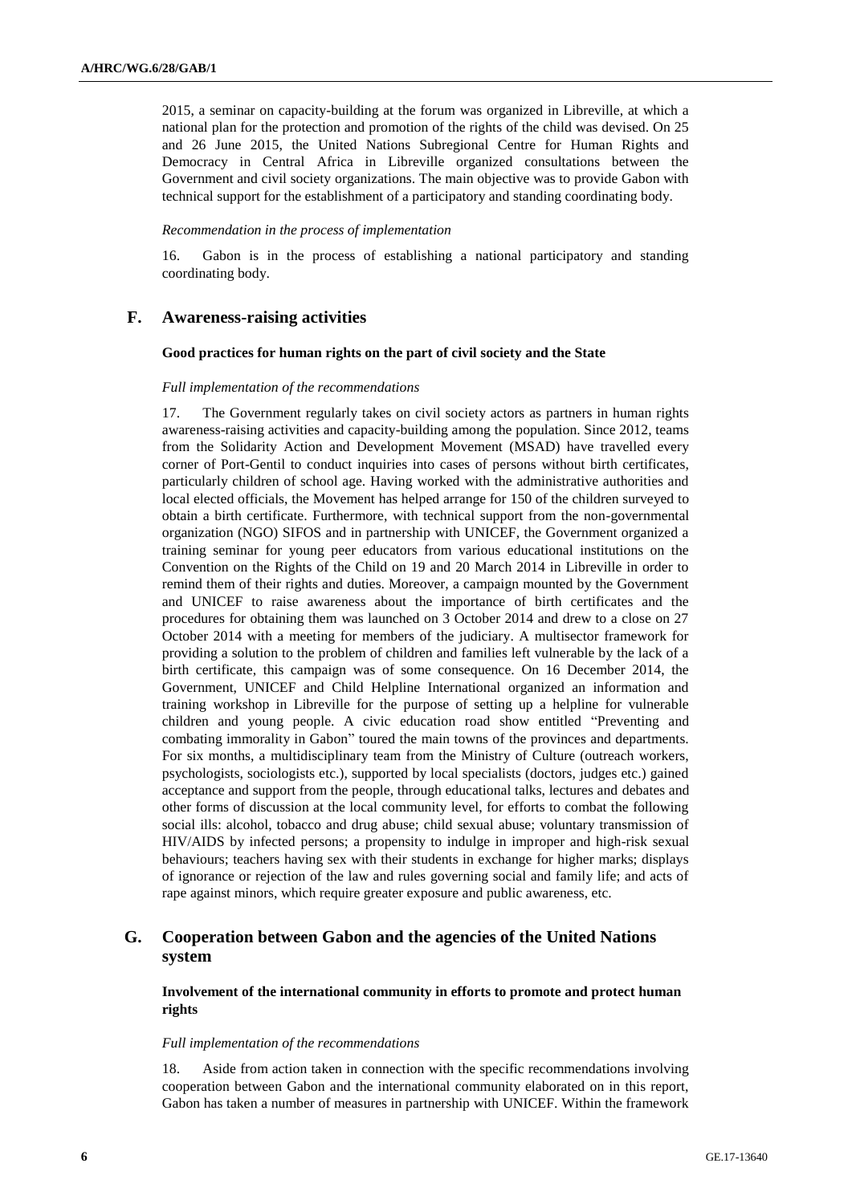2015, a seminar on capacity-building at the forum was organized in Libreville, at which a national plan for the protection and promotion of the rights of the child was devised. On 25 and 26 June 2015, the United Nations Subregional Centre for Human Rights and Democracy in Central Africa in Libreville organized consultations between the Government and civil society organizations. The main objective was to provide Gabon with technical support for the establishment of a participatory and standing coordinating body.

*Recommendation in the process of implementation*

16. Gabon is in the process of establishing a national participatory and standing coordinating body.

## F. Awareness-raising activities

### Good practices for human rights on the part of civil society and the State

*Full implementation of the recommendations*

17. The Government regularly takes on civil society actors as partners in human rights awareness-raising activities and capacity-building among the population. Since 2012, teams from the Solidarity Action and Development Movement (MSAD) have travelled every corner of Port-Gentil to conduct inquiries into cases of persons without birth certificates, particularly children of school age. Having worked with the administrative authorities and local elected officials, the Movement has helped arrange for 150 of the children surveyed to obtain a birth certificate. Furthermore, with technical support from the non-governmental organization (NGO) SIFOS and in partnership with UNICEF, the Government organized a training seminar for young peer educators from various educational institutions on the Convention on the Rights of the Child on 19 and 20 March 2014 in Libreville in order to remind them of their rights and duties. Moreover, a campaign mounted by the Government and UNICEF to raise awareness about the importance of birth certificates and the procedures for obtaining them was launched on 3 October 2014 and drew to a close on 27 October 2014 with a meeting for members of the judiciary. A multisector framework for providing a solution to the problem of children and families left vulnerable by the lack of a birth certificate, this campaign was of some consequence. On 16 December 2014, the Government, UNICEF and Child Helpline International organized an information and training workshop in Libreville for the purpose of setting up a helpline for vulnerable children and young people. A civic education road show entitled "Preventing and combating immorality in Gabon" toured the main towns of the provinces and departments. For six months, a multidisciplinary team from the Ministry of Culture (outreach workers, psychologists, sociologists etc.), supported by local specialists (doctors, judges etc.) gained acceptance and support from the people, through educational talks, lectures and debates and other forms of discussion at the local community level, for efforts to combat the following social ills: alcohol, tobacco and drug abuse; child sexual abuse; voluntary transmission of HIV/AIDS by infected persons; a propensity to indulge in improper and high-risk sexual behaviours; teachers having sex with their students in exchange for higher marks; displays of ignorance or rejection of the law and rules governing social and family life; and acts of rape against minors, which require greater exposure and public awareness, etc.

## G. Cooperation between Gabon and the agencies of the United Nations system

### Involvement of the international community in efforts to promote and protect human rights

*Full implementation of the recommendations*

18. Aside from action taken in connection with the specific recommendations involving cooperation between Gabon and the international community elaborated on in this report, Gabon has taken a number of measures in partnership with UNICEF. Within the framework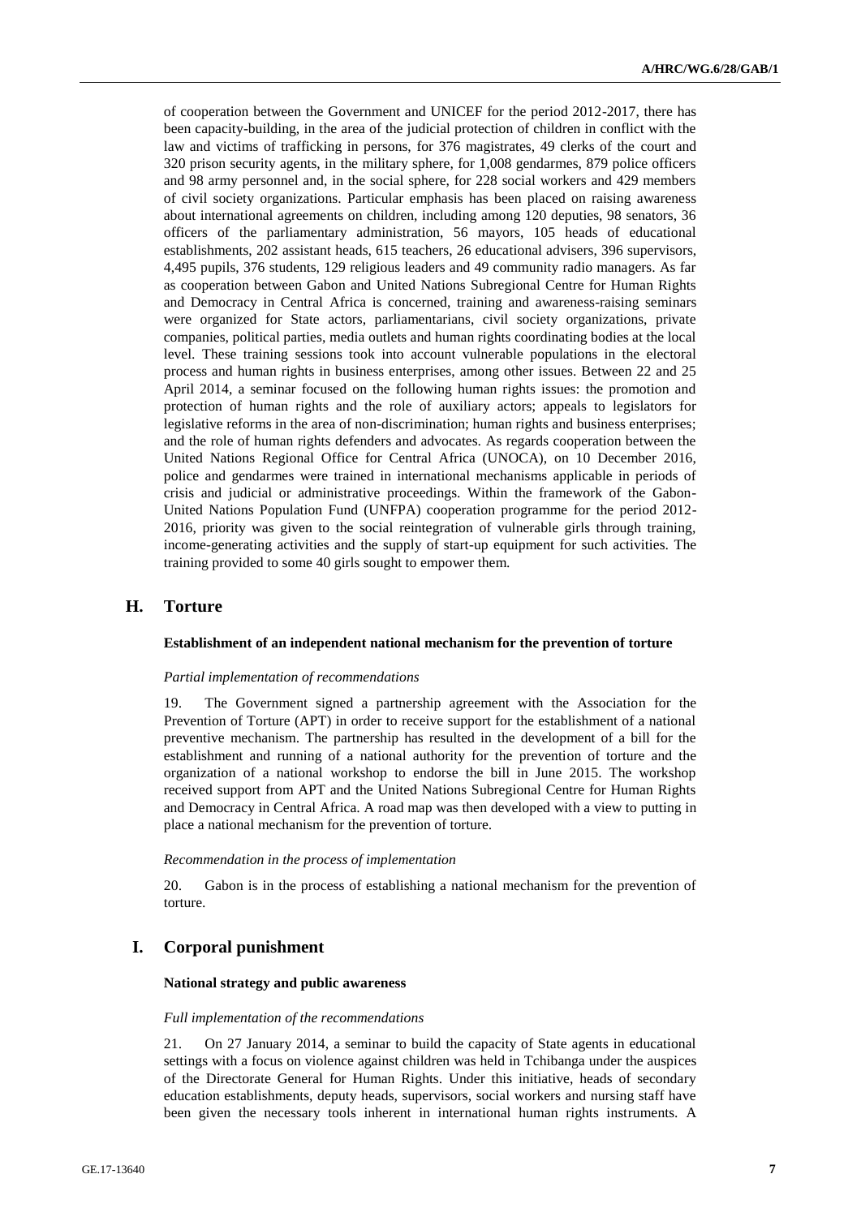of cooperation between the Government and UNICEF for the period 2012-2017, there has been capacity-building, in the area of the judicial protection of children in conflict with the law and victims of trafficking in persons, for 376 magistrates, 49 clerks of the court and 320 prison security agents, in the military sphere, for 1,008 gendarmes, 879 police officers and 98 army personnel and, in the social sphere, for 228 social workers and 429 members of civil society organizations. Particular emphasis has been placed on raising awareness about international agreements on children, including among 120 deputies, 98 senators, 36 officers of the parliamentary administration, 56 mayors, 105 heads of educational establishments, 202 assistant heads, 615 teachers, 26 educational advisers, 396 supervisors, 4,495 pupils, 376 students, 129 religious leaders and 49 community radio managers. As far as cooperation between Gabon and United Nations Subregional Centre for Human Rights and Democracy in Central Africa is concerned, training and awareness-raising seminars were organized for State actors, parliamentarians, civil society organizations, private companies, political parties, media outlets and human rights coordinating bodies at the local level. These training sessions took into account vulnerable populations in the electoral process and human rights in business enterprises, among other issues. Between 22 and 25 April 2014, a seminar focused on the following human rights issues: the promotion and protection of human rights and the role of auxiliary actors; appeals to legislators for legislative reforms in the area of non-discrimination; human rights and business enterprises; and the role of human rights defenders and advocates. As regards cooperation between the United Nations Regional Office for Central Africa (UNOCA), on 10 December 2016, police and gendarmes were trained in international mechanisms applicable in periods of crisis and judicial or administrative proceedings. Within the framework of the Gabon-United Nations Population Fund (UNFPA) cooperation programme for the period 2012-2016, priority was given to the social reintegration of vulnerable girls through training, income-generating activities and the supply of start-up equipment for such activities. The training provided to some 40 girls sought to empower them.

## H. Torture

### Establishment of an independent national mechanism for the prevention of torture

*Partial implementation of recommendations*

19. The Government signed a partnership agreement with the Association for the Prevention of Torture (APT) in order to receive support for the establishment of a national preventive mechanism. The partnership has resulted in the development of a bill for the establishment and running of a national authority for the prevention of torture and the organization of a national workshop to endorse the bill in June 2015. The workshop received support from APT and the United Nations Subregional Centre for Human Rights and Democracy in Central Africa. A road map was then developed with a view to putting in place a national mechanism for the prevention of torture.

*Recommendation in the process of implementation*

20. Gabon is in the process of establishing a national mechanism for the prevention of torture.

## I. Corporal punishment

### National strategy and public awareness

*Full implementation of the recommendations*

21. On 27 January 2014, a seminar to build the capacity of State agents in educational settings with a focus on violence against children was held in Tchibanga under the auspices of the Directorate General for Human Rights. Under this initiative, heads of secondary education establishments, deputy heads, supervisors, social workers and nursing staff have been given the necessary tools inherent in international human rights instruments. A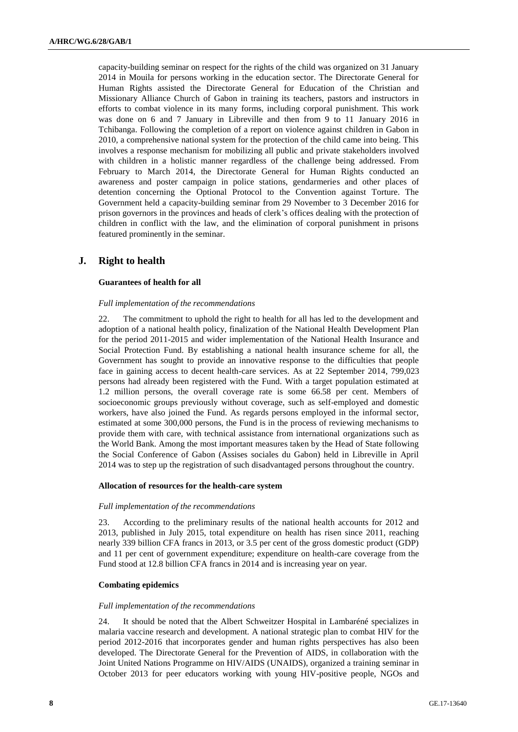capacity-building seminar on respect for the rights of the child was organized on 31 January 2014 in Mouila for persons working in the education sector. The Directorate General for Human Rights assisted the Directorate General for Education of the Christian and Missionary Alliance Church of Gabon in training its teachers, pastors and instructors in efforts to combat violence in its many forms, including corporal punishment. This work was done on 6 and 7 January in Libreville and then from 9 to 11 January 2016 in Tchibanga. Following the completion of a report on violence against children in Gabon in 2010, a comprehensive national system for the protection of the child came into being. This involves a response mechanism for mobilizing all public and private stakeholders involved with children in a holistic manner regardless of the challenge being addressed. From February to March 2014, the Directorate General for Human Rights conducted an awareness and poster campaign in police stations, gendarmeries and other places of detention concerning the Optional Protocol to the Convention against Torture. The Government held a capacity-building seminar from 29 November to 3 December 2016 for prison governors in the provinces and heads of clerk's offices dealing with the protection of children in conflict with the law, and the elimination of corporal punishment in prisons featured prominently in the seminar.

## J. Right to health

### Guarantees of health for all

*Full implementation of the recommendations*

22. The commitment to uphold the right to health for all has led to the development and adoption of a national health policy, finalization of the National Health Development Plan for the period 2011-2015 and wider implementation of the National Health Insurance and Social Protection Fund. By establishing a national health insurance scheme for all, the Government has sought to provide an innovative response to the difficulties that people face in gaining access to decent health-care services. As at 22 September 2014, 799,023 persons had already been registered with the Fund. With a target population estimated at 1.2 million persons, the overall coverage rate is some 66.58 per cent. Members of socioeconomic groups previously without coverage, such as self-employed and domestic workers, have also joined the Fund. As regards persons employed in the informal sector, estimated at some 300,000 persons, the Fund is in the process of reviewing mechanisms to provide them with care, with technical assistance from international organizations such as the World Bank. Among the most important measures taken by the Head of State following the Social Conference of Gabon (Assises sociales du Gabon) held in Libreville in April 2014 was to step up the registration of such disadvantaged persons throughout the country.

### Allocation of resources for the health-care system

*Full implementation of the recommendations*

23. According to the preliminary results of the national health accounts for 2012 and 2013, published in July 2015, total expenditure on health has risen since 2011, reaching nearly 339 billion CFA francs in 2013, or 3.5 per cent of the gross domestic product (GDP) and 11 per cent of government expenditure; expenditure on health-care coverage from the Fund stood at 12.8 billion CFA francs in 2014 and is increasing year on year.

### Combating epidemics

*Full implementation of the recommendations*

24. It should be noted that the Albert Schweitzer Hospital in Lambaréné specializes in malaria vaccine research and development. A national strategic plan to combat HIV for the period 2012-2016 that incorporates gender and human rights perspectives has also been developed. The Directorate General for the Prevention of AIDS, in collaboration with the Joint United Nations Programme on HIV/AIDS (UNAIDS), organized a training seminar in October 2013 for peer educators working with young HIV-positive people, NGOs and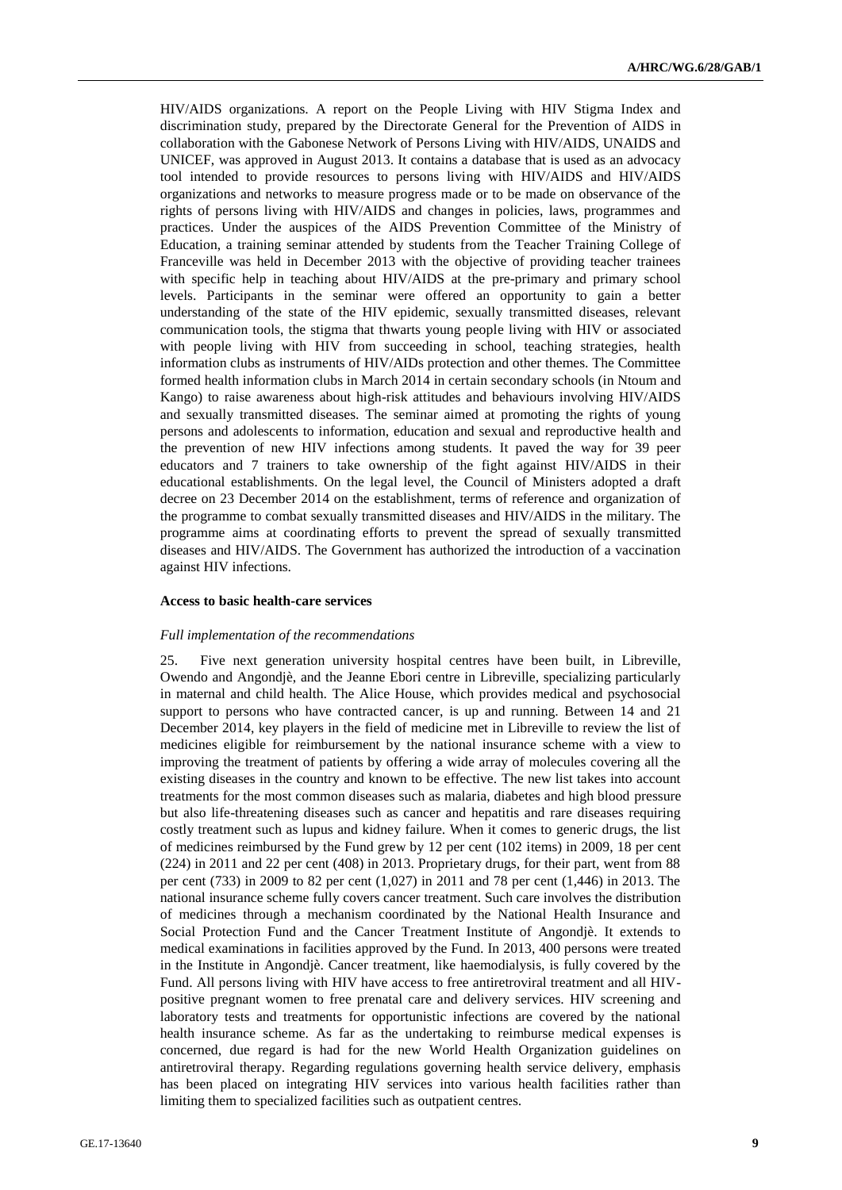HIV/AIDS organizations. A report on the People Living with HIV Stigma Index and discrimination study, prepared by the Directorate General for the Prevention of AIDS in collaboration with the Gabonese Network of Persons Living with HIV/AIDS, UNAIDS and UNICEF, was approved in August 2013. It contains a database that is used as an advocacy tool intended to provide resources to persons living with HIV/AIDS and HIV/AIDS organizations and networks to measure progress made or to be made on observance of the rights of persons living with HIV/AIDS and changes in policies, laws, programmes and practices. Under the auspices of the AIDS Prevention Committee of the Ministry of Education, a training seminar attended by students from the Teacher Training College of Franceville was held in December 2013 with the objective of providing teacher trainees with specific help in teaching about HIV/AIDS at the pre-primary and primary school levels. Participants in the seminar were offered an opportunity to gain a better understanding of the state of the HIV epidemic, sexually transmitted diseases, relevant communication tools, the stigma that thwarts young people living with HIV or associated with people living with HIV from succeeding in school, teaching strategies, health information clubs as instruments of HIV/AIDs protection and other themes. The Committee formed health information clubs in March 2014 in certain secondary schools (in Ntoum and Kango) to raise awareness about high-risk attitudes and behaviours involving HIV/AIDS and sexually transmitted diseases. The seminar aimed at promoting the rights of young persons and adolescents to information, education and sexual and reproductive health and the prevention of new HIV infections among students. It paved the way for 39 peer educators and 7 trainers to take ownership of the fight against HIV/AIDS in their educational establishments. On the legal level, the Council of Ministers adopted a draft decree on 23 December 2014 on the establishment, terms of reference and organization of the programme to combat sexually transmitted diseases and HIV/AIDS in the military. The programme aims at coordinating efforts to prevent the spread of sexually transmitted diseases and HIV/AIDS. The Government has authorized the introduction of a vaccination against HIV infections.

**Access to basic health-care services**

*Full implementation of the recommendations*

25. Five next generation university hospital centres have been built, in Libreville, Owendo and Angondjè, and the Jeanne Ebori centre in Libreville, specializing particularly in maternal and child health. The Alice House, which provides medical and psychosocial support to persons who have contracted cancer, is up and running. Between 14 and 21 December 2014, key players in the field of medicine met in Libreville to review the list of medicines eligible for reimbursement by the national insurance scheme with a view to improving the treatment of patients by offering a wide array of molecules covering all the existing diseases in the country and known to be effective. The new list takes into account treatments for the most common diseases such as malaria, diabetes and high blood pressure but also life-threatening diseases such as cancer and hepatitis and rare diseases requiring costly treatment such as lupus and kidney failure. When it comes to generic drugs, the list of medicines reimbursed by the Fund grew by 12 per cent (102 items) in 2009, 18 per cent (224) in 2011 and 22 per cent (408) in 2013. Proprietary drugs, for their part, went from 88 per cent (733) in 2009 to 82 per cent (1,027) in 2011 and 78 per cent (1,446) in 2013. The national insurance scheme fully covers cancer treatment. Such care involves the distribution of medicines through a mechanism coordinated by the National Health Insurance and Social Protection Fund and the Cancer Treatment Institute of Angondjè. It extends to medical examinations in facilities approved by the Fund. In 2013, 400 persons were treated in the Institute in Angondjè. Cancer treatment, like haemodialysis, is fully covered by the Fund. All persons living with HIV have access to free antiretroviral treatment and all HIV-positive pregnant women to free prenatal care and delivery services. HIV screening and laboratory tests and treatments for opportunistic infections are covered by the national health insurance scheme. As far as the undertaking to reimburse medical expenses is concerned, due regard is had for the new World Health Organization guidelines on antiretroviral therapy. Regarding regulations governing health service delivery, emphasis has been placed on integrating HIV services into various health facilities rather than limiting them to specialized facilities such as outpatient centres.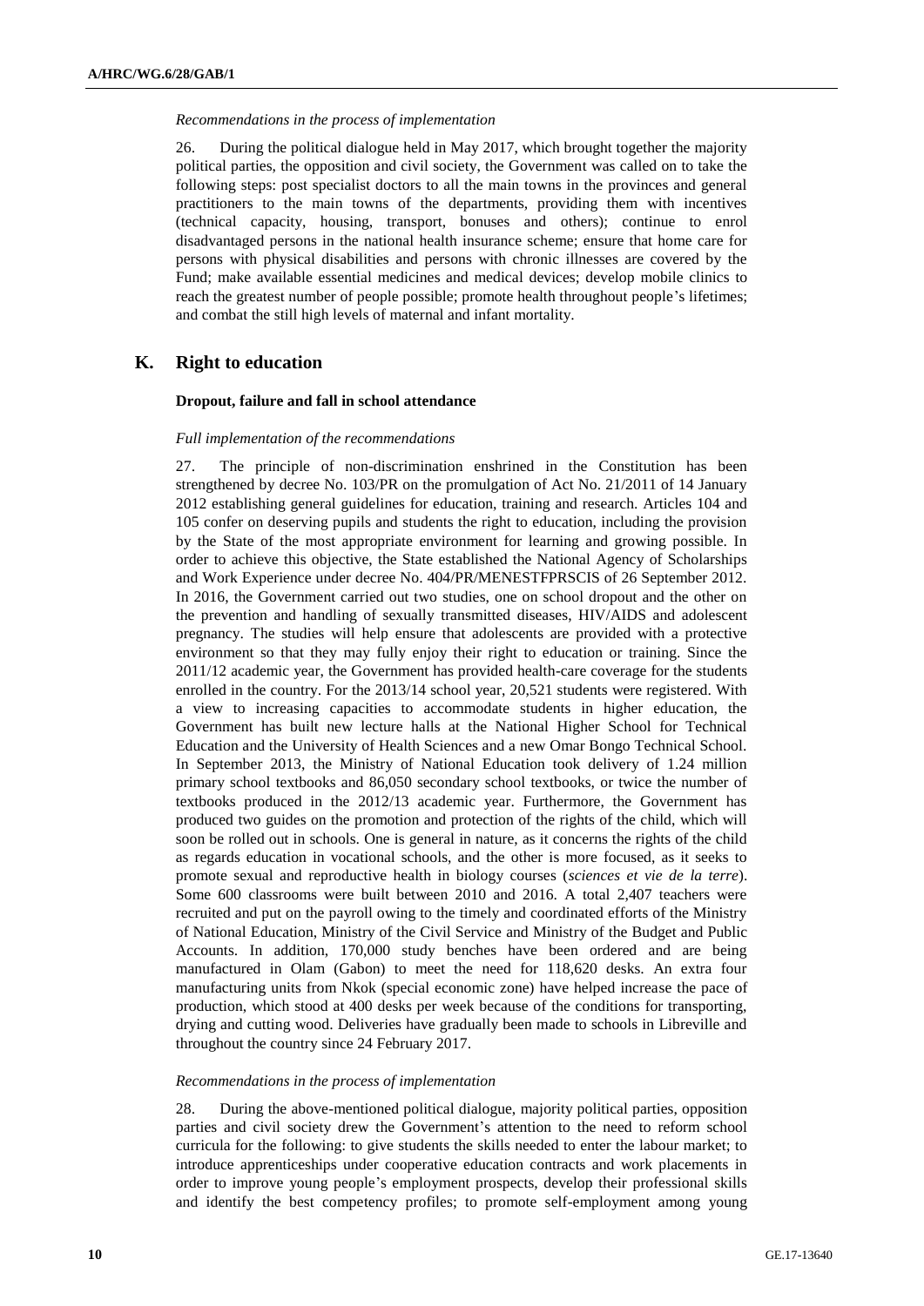*Recommendations in the process of implementation*

26. During the political dialogue held in May 2017, which brought together the majority political parties, the opposition and civil society, the Government was called on to take the following steps: post specialist doctors to all the main towns in the provinces and general practitioners to the main towns of the departments, providing them with incentives (technical capacity, housing, transport, bonuses and others); continue to enrol disadvantaged persons in the national health insurance scheme; ensure that home care for persons with physical disabilities and persons with chronic illnesses are covered by the Fund; make available essential medicines and medical devices; develop mobile clinics to reach the greatest number of people possible; promote health throughout people's lifetimes; and combat the still high levels of maternal and infant mortality.

## K. Right to education

### Dropout, failure and fall in school attendance

*Full implementation of the recommendations*

27. The principle of non-discrimination enshrined in the Constitution has been strengthened by decree No. 103/PR on the promulgation of Act No. 21/2011 of 14 January 2012 establishing general guidelines for education, training and research. Articles 104 and 105 confer on deserving pupils and students the right to education, including the provision by the State of the most appropriate environment for learning and growing possible. In order to achieve this objective, the State established the National Agency of Scholarships and Work Experience under decree No. 404/PR/MENESTFPRSCIS of 26 September 2012. In 2016, the Government carried out two studies, one on school dropout and the other on the prevention and handling of sexually transmitted diseases, HIV/AIDS and adolescent pregnancy. The studies will help ensure that adolescents are provided with a protective environment so that they may fully enjoy their right to education or training. Since the 2011/12 academic year, the Government has provided health-care coverage for the students enrolled in the country. For the 2013/14 school year, 20,521 students were registered. With a view to increasing capacities to accommodate students in higher education, the Government has built new lecture halls at the National Higher School for Technical Education and the University of Health Sciences and a new Omar Bongo Technical School. In September 2013, the Ministry of National Education took delivery of 1.24 million primary school textbooks and 86,050 secondary school textbooks, or twice the number of textbooks produced in the 2012/13 academic year. Furthermore, the Government has produced two guides on the promotion and protection of the rights of the child, which will soon be rolled out in schools. One is general in nature, as it concerns the rights of the child as regards education in vocational schools, and the other is more focused, as it seeks to promote sexual and reproductive health in biology courses (*sciences et vie de la terre*). Some 600 classrooms were built between 2010 and 2016. A total 2,407 teachers were recruited and put on the payroll owing to the timely and coordinated efforts of the Ministry of National Education, Ministry of the Civil Service and Ministry of the Budget and Public Accounts. In addition, 170,000 study benches have been ordered and are being manufactured in Olam (Gabon) to meet the need for 118,620 desks. An extra four manufacturing units from Nkok (special economic zone) have helped increase the pace of production, which stood at 400 desks per week because of the conditions for transporting, drying and cutting wood. Deliveries have gradually been made to schools in Libreville and throughout the country since 24 February 2017.

*Recommendations in the process of implementation*

28. During the above-mentioned political dialogue, majority political parties, opposition parties and civil society drew the Government's attention to the need to reform school curricula for the following: to give students the skills needed to enter the labour market; to introduce apprenticeships under cooperative education contracts and work placements in order to improve young people's employment prospects, develop their professional skills and identify the best competency profiles; to promote self-employment among young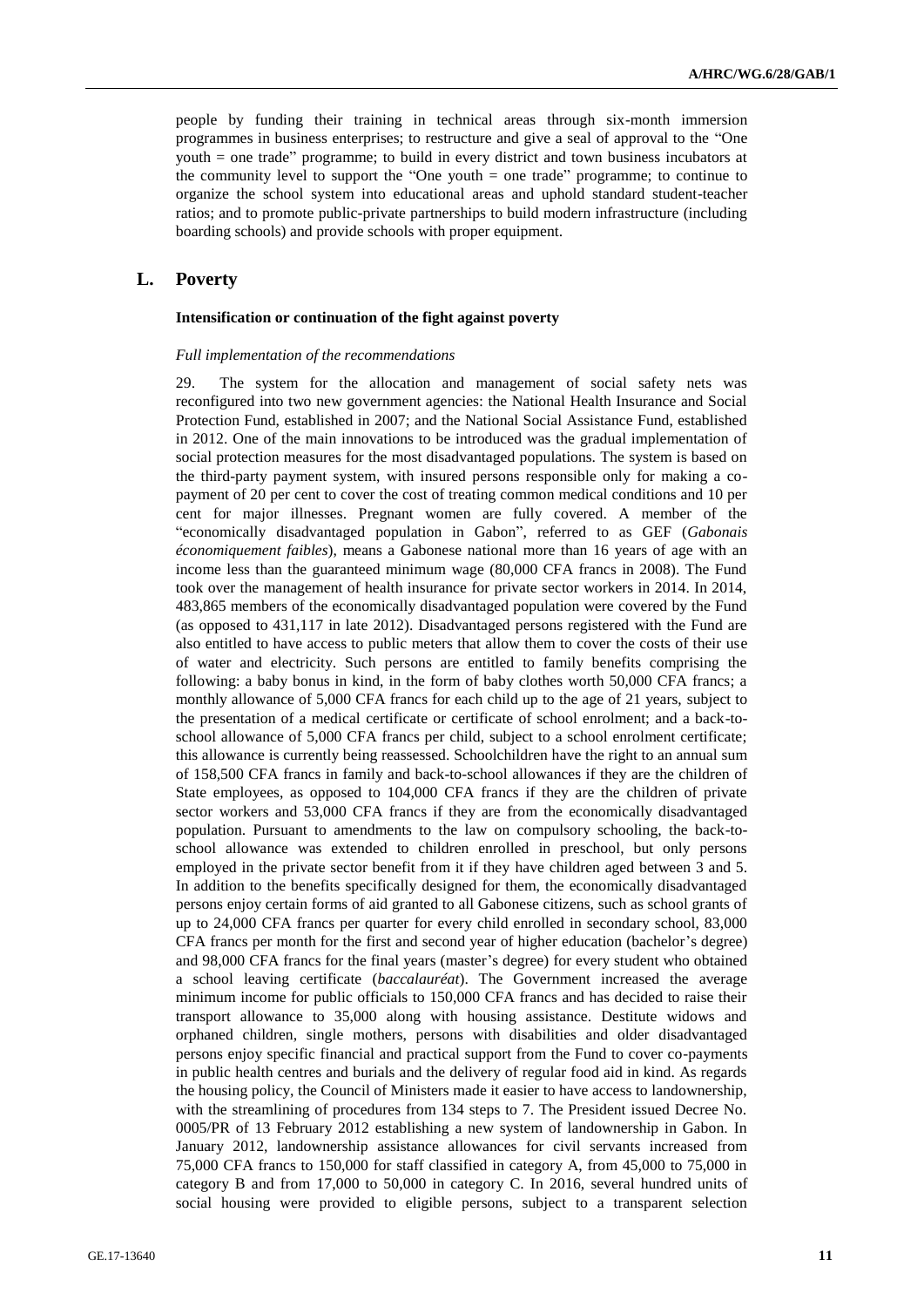people by funding their training in technical areas through six-month immersion programmes in business enterprises; to restructure and give a seal of approval to the "One youth = one trade" programme; to build in every district and town business incubators at the community level to support the "One youth = one trade" programme; to continue to organize the school system into educational areas and uphold standard student-teacher ratios; and to promote public-private partnerships to build modern infrastructure (including boarding schools) and provide schools with proper equipment.

## L. Poverty

### Intensification or continuation of the fight against poverty

*Full implementation of the recommendations*

29. The system for the allocation and management of social safety nets was reconfigured into two new government agencies: the National Health Insurance and Social Protection Fund, established in 2007; and the National Social Assistance Fund, established in 2012. One of the main innovations to be introduced was the gradual implementation of social protection measures for the most disadvantaged populations. The system is based on the third-party payment system, with insured persons responsible only for making a co-payment of 20 per cent to cover the cost of treating common medical conditions and 10 per cent for major illnesses. Pregnant women are fully covered. A member of the "economically disadvantaged population in Gabon", referred to as GEF (*Gabonais économiquement faibles*), means a Gabonese national more than 16 years of age with an income less than the guaranteed minimum wage (80,000 CFA francs in 2008). The Fund took over the management of health insurance for private sector workers in 2014. In 2014, 483,865 members of the economically disadvantaged population were covered by the Fund (as opposed to 431,117 in late 2012). Disadvantaged persons registered with the Fund are also entitled to have access to public meters that allow them to cover the costs of their use of water and electricity. Such persons are entitled to family benefits comprising the following: a baby bonus in kind, in the form of baby clothes worth 50,000 CFA francs; a monthly allowance of 5,000 CFA francs for each child up to the age of 21 years, subject to the presentation of a medical certificate or certificate of school enrolment; and a back-to-school allowance of 5,000 CFA francs per child, subject to a school enrolment certificate; this allowance is currently being reassessed. Schoolchildren have the right to an annual sum of 158,500 CFA francs in family and back-to-school allowances if they are the children of State employees, as opposed to 104,000 CFA francs if they are the children of private sector workers and 53,000 CFA francs if they are from the economically disadvantaged population. Pursuant to amendments to the law on compulsory schooling, the back-to-school allowance was extended to children enrolled in preschool, but only persons employed in the private sector benefit from it if they have children aged between 3 and 5. In addition to the benefits specifically designed for them, the economically disadvantaged persons enjoy certain forms of aid granted to all Gabonese citizens, such as school grants of up to 24,000 CFA francs per quarter for every child enrolled in secondary school, 83,000 CFA francs per month for the first and second year of higher education (bachelor's degree) and 98,000 CFA francs for the final years (master's degree) for every student who obtained a school leaving certificate (*baccalauréat*). The Government increased the average minimum income for public officials to 150,000 CFA francs and has decided to raise their transport allowance to 35,000 along with housing assistance. Destitute widows and orphaned children, single mothers, persons with disabilities and older disadvantaged persons enjoy specific financial and practical support from the Fund to cover co-payments in public health centres and burials and the delivery of regular food aid in kind. As regards the housing policy, the Council of Ministers made it easier to have access to landownership, with the streamlining of procedures from 134 steps to 7. The President issued Decree No. 0005/PR of 13 February 2012 establishing a new system of landownership in Gabon. In January 2012, landownership assistance allowances for civil servants increased from 75,000 CFA francs to 150,000 for staff classified in category A, from 45,000 to 75,000 in category B and from 17,000 to 50,000 in category C. In 2016, several hundred units of social housing were provided to eligible persons, subject to a transparent selection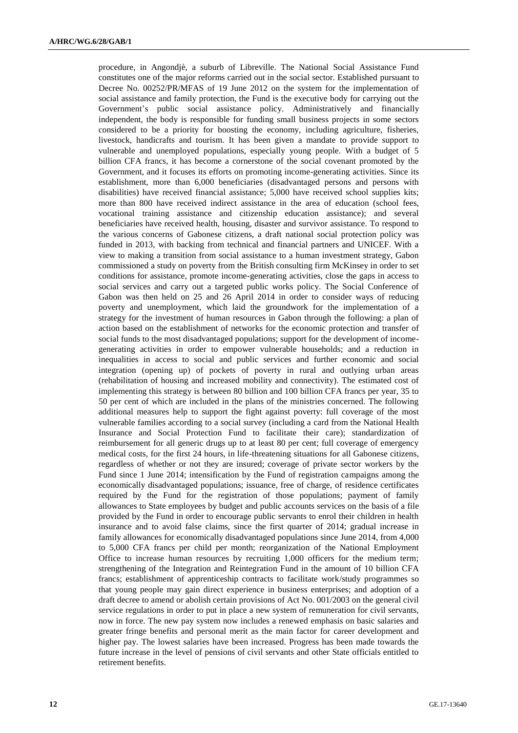procedure, in Angondjè, a suburb of Libreville. The National Social Assistance Fund constitutes one of the major reforms carried out in the social sector. Established pursuant to Decree No. 00252/PR/MFAS of 19 June 2012 on the system for the implementation of social assistance and family protection, the Fund is the executive body for carrying out the Government's public social assistance policy. Administratively and financially independent, the body is responsible for funding small business projects in some sectors considered to be a priority for boosting the economy, including agriculture, fisheries, livestock, handicrafts and tourism. It has been given a mandate to provide support to vulnerable and unemployed populations, especially young people. With a budget of 5 billion CFA francs, it has become a cornerstone of the social covenant promoted by the Government, and it focuses its efforts on promoting income-generating activities. Since its establishment, more than 6,000 beneficiaries (disadvantaged persons and persons with disabilities) have received financial assistance; 5,000 have received school supplies kits; more than 800 have received indirect assistance in the area of education (school fees, vocational training assistance and citizenship education assistance); and several beneficiaries have received health, housing, disaster and survivor assistance. To respond to the various concerns of Gabonese citizens, a draft national social protection policy was funded in 2013, with backing from technical and financial partners and UNICEF. With a view to making a transition from social assistance to a human investment strategy, Gabon commissioned a study on poverty from the British consulting firm McKinsey in order to set conditions for assistance, promote income-generating activities, close the gaps in access to social services and carry out a targeted public works policy. The Social Conference of Gabon was then held on 25 and 26 April 2014 in order to consider ways of reducing poverty and unemployment, which laid the groundwork for the implementation of a strategy for the investment of human resources in Gabon through the following: a plan of action based on the establishment of networks for the economic protection and transfer of social funds to the most disadvantaged populations; support for the development of income-generating activities in order to empower vulnerable households; and a reduction in inequalities in access to social and public services and further economic and social integration (opening up) of pockets of poverty in rural and outlying urban areas (rehabilitation of housing and increased mobility and connectivity). The estimated cost of implementing this strategy is between 80 billion and 100 billion CFA francs per year, 35 to 50 per cent of which are included in the plans of the ministries concerned. The following additional measures help to support the fight against poverty: full coverage of the most vulnerable families according to a social survey (including a card from the National Health Insurance and Social Protection Fund to facilitate their care); standardization of reimbursement for all generic drugs up to at least 80 per cent; full coverage of emergency medical costs, for the first 24 hours, in life-threatening situations for all Gabonese citizens, regardless of whether or not they are insured; coverage of private sector workers by the Fund since 1 June 2014; intensification by the Fund of registration campaigns among the economically disadvantaged populations; issuance, free of charge, of residence certificates required by the Fund for the registration of those populations; payment of family allowances to State employees by budget and public accounts services on the basis of a file provided by the Fund in order to encourage public servants to enrol their children in health insurance and to avoid false claims, since the first quarter of 2014; gradual increase in family allowances for economically disadvantaged populations since June 2014, from 4,000 to 5,000 CFA francs per child per month; reorganization of the National Employment Office to increase human resources by recruiting 1,000 officers for the medium term; strengthening of the Integration and Reintegration Fund in the amount of 10 billion CFA francs; establishment of apprenticeship contracts to facilitate work/study programmes so that young people may gain direct experience in business enterprises; and adoption of a draft decree to amend or abolish certain provisions of Act No. 001/2003 on the general civil service regulations in order to put in place a new system of remuneration for civil servants, now in force. The new pay system now includes a renewed emphasis on basic salaries and greater fringe benefits and personal merit as the main factor for career development and higher pay. The lowest salaries have been increased. Progress has been made towards the future increase in the level of pensions of civil servants and other State officials entitled to retirement benefits.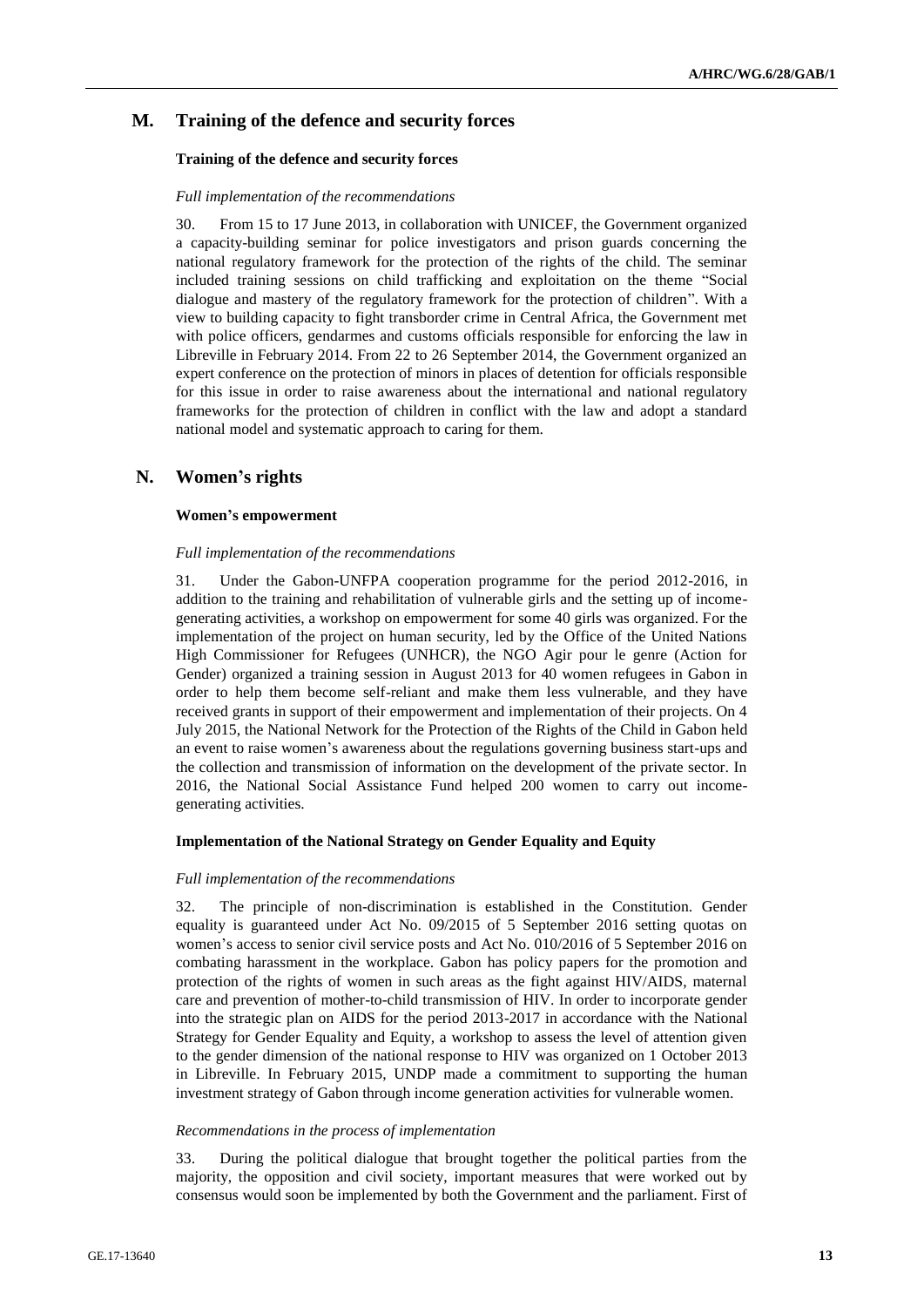## M. Training of the defence and security forces

### Training of the defence and security forces

*Full implementation of the recommendations*

30. From 15 to 17 June 2013, in collaboration with UNICEF, the Government organized a capacity-building seminar for police investigators and prison guards concerning the national regulatory framework for the protection of the rights of the child. The seminar included training sessions on child trafficking and exploitation on the theme "Social dialogue and mastery of the regulatory framework for the protection of children". With a view to building capacity to fight transborder crime in Central Africa, the Government met with police officers, gendarmes and customs officials responsible for enforcing the law in Libreville in February 2014. From 22 to 26 September 2014, the Government organized an expert conference on the protection of minors in places of detention for officials responsible for this issue in order to raise awareness about the international and national regulatory frameworks for the protection of children in conflict with the law and adopt a standard national model and systematic approach to caring for them.

## N. Women's rights

### Women's empowerment

*Full implementation of the recommendations*

31. Under the Gabon-UNFPA cooperation programme for the period 2012-2016, in addition to the training and rehabilitation of vulnerable girls and the setting up of income-generating activities, a workshop on empowerment for some 40 girls was organized. For the implementation of the project on human security, led by the Office of the United Nations High Commissioner for Refugees (UNHCR), the NGO Agir pour le genre (Action for Gender) organized a training session in August 2013 for 40 women refugees in Gabon in order to help them become self-reliant and make them less vulnerable, and they have received grants in support of their empowerment and implementation of their projects. On 4 July 2015, the National Network for the Protection of the Rights of the Child in Gabon held an event to raise women's awareness about the regulations governing business start-ups and the collection and transmission of information on the development of the private sector. In 2016, the National Social Assistance Fund helped 200 women to carry out income-generating activities.

### Implementation of the National Strategy on Gender Equality and Equity

*Full implementation of the recommendations*

32. The principle of non-discrimination is established in the Constitution. Gender equality is guaranteed under Act No. 09/2015 of 5 September 2016 setting quotas on women's access to senior civil service posts and Act No. 010/2016 of 5 September 2016 on combating harassment in the workplace. Gabon has policy papers for the promotion and protection of the rights of women in such areas as the fight against HIV/AIDS, maternal care and prevention of mother-to-child transmission of HIV. In order to incorporate gender into the strategic plan on AIDS for the period 2013-2017 in accordance with the National Strategy for Gender Equality and Equity, a workshop to assess the level of attention given to the gender dimension of the national response to HIV was organized on 1 October 2013 in Libreville. In February 2015, UNDP made a commitment to supporting the human investment strategy of Gabon through income generation activities for vulnerable women.

*Recommendations in the process of implementation*

33. During the political dialogue that brought together the political parties from the majority, the opposition and civil society, important measures that were worked out by consensus would soon be implemented by both the Government and the parliament. First of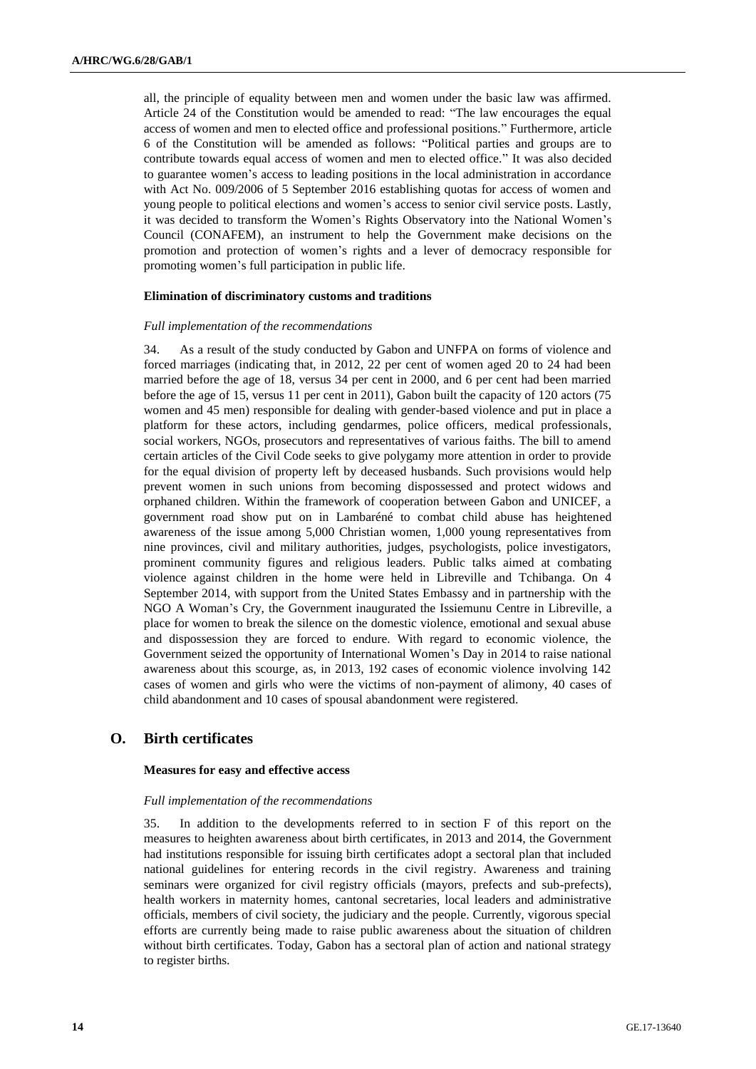all, the principle of equality between men and women under the basic law was affirmed. Article 24 of the Constitution would be amended to read: "The law encourages the equal access of women and men to elected office and professional positions." Furthermore, article 6 of the Constitution will be amended as follows: "Political parties and groups are to contribute towards equal access of women and men to elected office." It was also decided to guarantee women's access to leading positions in the local administration in accordance with Act No. 009/2006 of 5 September 2016 establishing quotas for access of women and young people to political elections and women's access to senior civil service posts. Lastly, it was decided to transform the Women's Rights Observatory into the National Women's Council (CONAFEM), an instrument to help the Government make decisions on the promotion and protection of women's rights and a lever of democracy responsible for promoting women's full participation in public life.

#### Elimination of discriminatory customs and traditions

*Full implementation of the recommendations*

34. As a result of the study conducted by Gabon and UNFPA on forms of violence and forced marriages (indicating that, in 2012, 22 per cent of women aged 20 to 24 had been married before the age of 18, versus 34 per cent in 2000, and 6 per cent had been married before the age of 15, versus 11 per cent in 2011), Gabon built the capacity of 120 actors (75 women and 45 men) responsible for dealing with gender-based violence and put in place a platform for these actors, including gendarmes, police officers, medical professionals, social workers, NGOs, prosecutors and representatives of various faiths. The bill to amend certain articles of the Civil Code seeks to give polygamy more attention in order to provide for the equal division of property left by deceased husbands. Such provisions would help prevent women in such unions from becoming dispossessed and protect widows and orphaned children. Within the framework of cooperation between Gabon and UNICEF, a government road show put on in Lambaréné to combat child abuse has heightened awareness of the issue among 5,000 Christian women, 1,000 young representatives from nine provinces, civil and military authorities, judges, psychologists, police investigators, prominent community figures and religious leaders. Public talks aimed at combating violence against children in the home were held in Libreville and Tchibanga. On 4 September 2014, with support from the United States Embassy and in partnership with the NGO A Woman's Cry, the Government inaugurated the Issiemunu Centre in Libreville, a place for women to break the silence on the domestic violence, emotional and sexual abuse and dispossession they are forced to endure. With regard to economic violence, the Government seized the opportunity of International Women's Day in 2014 to raise national awareness about this scourge, as, in 2013, 192 cases of economic violence involving 142 cases of women and girls who were the victims of non-payment of alimony, 40 cases of child abandonment and 10 cases of spousal abandonment were registered.

## O. Birth certificates

#### Measures for easy and effective access

*Full implementation of the recommendations*

35. In addition to the developments referred to in section F of this report on the measures to heighten awareness about birth certificates, in 2013 and 2014, the Government had institutions responsible for issuing birth certificates adopt a sectoral plan that included national guidelines for entering records in the civil registry. Awareness and training seminars were organized for civil registry officials (mayors, prefects and sub-prefects), health workers in maternity homes, cantonal secretaries, local leaders and administrative officials, members of civil society, the judiciary and the people. Currently, vigorous special efforts are currently being made to raise public awareness about the situation of children without birth certificates. Today, Gabon has a sectoral plan of action and national strategy to register births.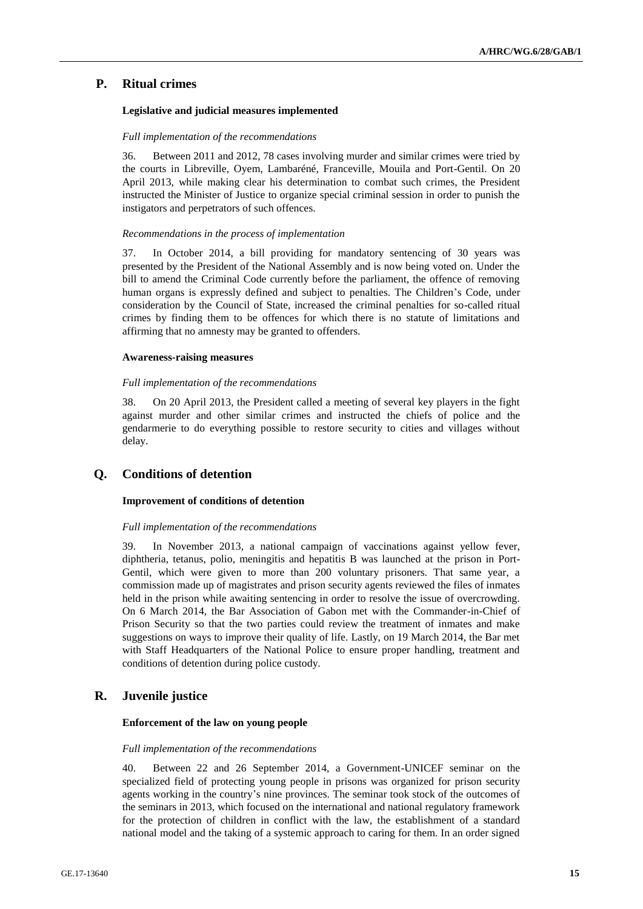## P. Ritual crimes

### Legislative and judicial measures implemented

*Full implementation of the recommendations*

36. Between 2011 and 2012, 78 cases involving murder and similar crimes were tried by the courts in Libreville, Oyem, Lambaréné, Franceville, Mouila and Port-Gentil. On 20 April 2013, while making clear his determination to combat such crimes, the President instructed the Minister of Justice to organize special criminal session in order to punish the instigators and perpetrators of such offences.

*Recommendations in the process of implementation*

37. In October 2014, a bill providing for mandatory sentencing of 30 years was presented by the President of the National Assembly and is now being voted on. Under the bill to amend the Criminal Code currently before the parliament, the offence of removing human organs is expressly defined and subject to penalties. The Children's Code, under consideration by the Council of State, increased the criminal penalties for so-called ritual crimes by finding them to be offences for which there is no statute of limitations and affirming that no amnesty may be granted to offenders.

### Awareness-raising measures

*Full implementation of the recommendations*

38. On 20 April 2013, the President called a meeting of several key players in the fight against murder and other similar crimes and instructed the chiefs of police and the gendarmerie to do everything possible to restore security to cities and villages without delay.

## Q. Conditions of detention

### Improvement of conditions of detention

*Full implementation of the recommendations*

39. In November 2013, a national campaign of vaccinations against yellow fever, diphtheria, tetanus, polio, meningitis and hepatitis B was launched at the prison in Port-Gentil, which were given to more than 200 voluntary prisoners. That same year, a commission made up of magistrates and prison security agents reviewed the files of inmates held in the prison while awaiting sentencing in order to resolve the issue of overcrowding. On 6 March 2014, the Bar Association of Gabon met with the Commander-in-Chief of Prison Security so that the two parties could review the treatment of inmates and make suggestions on ways to improve their quality of life. Lastly, on 19 March 2014, the Bar met with Staff Headquarters of the National Police to ensure proper handling, treatment and conditions of detention during police custody.

## R. Juvenile justice

### Enforcement of the law on young people

*Full implementation of the recommendations*

40. Between 22 and 26 September 2014, a Government-UNICEF seminar on the specialized field of protecting young people in prisons was organized for prison security agents working in the country's nine provinces. The seminar took stock of the outcomes of the seminars in 2013, which focused on the international and national regulatory framework for the protection of children in conflict with the law, the establishment of a standard national model and the taking of a systemic approach to caring for them. In an order signed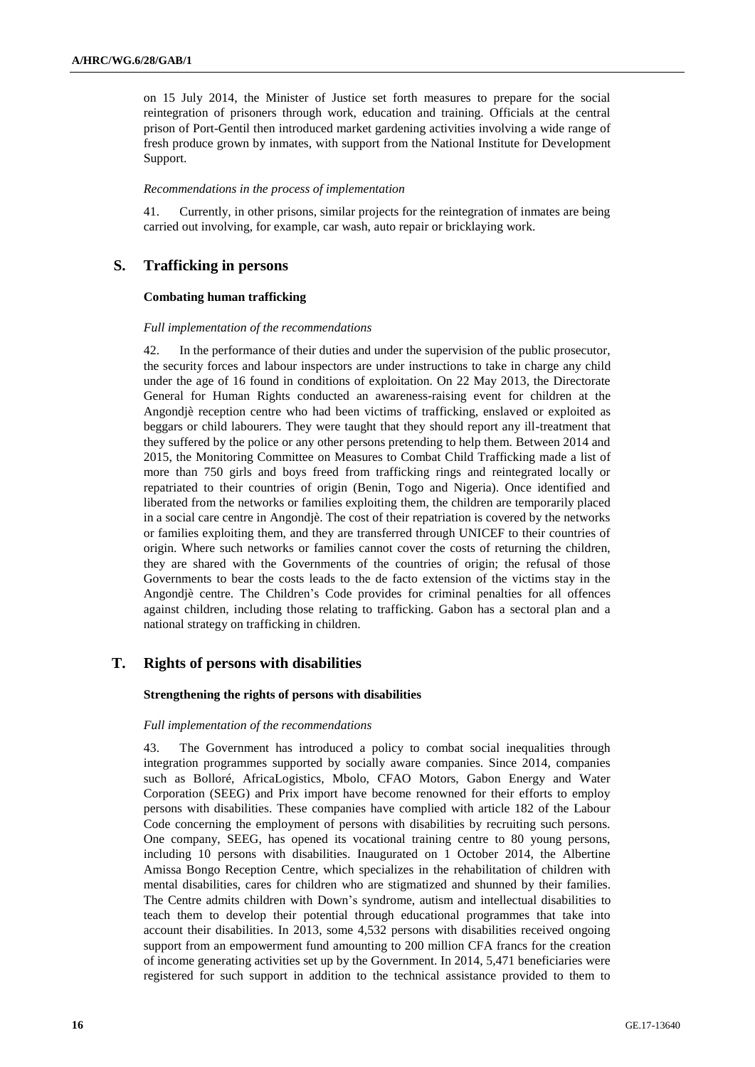on 15 July 2014, the Minister of Justice set forth measures to prepare for the social reintegration of prisoners through work, education and training. Officials at the central prison of Port-Gentil then introduced market gardening activities involving a wide range of fresh produce grown by inmates, with support from the National Institute for Development Support.

*Recommendations in the process of implementation*

41. Currently, in other prisons, similar projects for the reintegration of inmates are being carried out involving, for example, car wash, auto repair or bricklaying work.

## S. Trafficking in persons

### Combating human trafficking

*Full implementation of the recommendations*

42. In the performance of their duties and under the supervision of the public prosecutor, the security forces and labour inspectors are under instructions to take in charge any child under the age of 16 found in conditions of exploitation. On 22 May 2013, the Directorate General for Human Rights conducted an awareness-raising event for children at the Angondjè reception centre who had been victims of trafficking, enslaved or exploited as beggars or child labourers. They were taught that they should report any ill-treatment that they suffered by the police or any other persons pretending to help them. Between 2014 and 2015, the Monitoring Committee on Measures to Combat Child Trafficking made a list of more than 750 girls and boys freed from trafficking rings and reintegrated locally or repatriated to their countries of origin (Benin, Togo and Nigeria). Once identified and liberated from the networks or families exploiting them, the children are temporarily placed in a social care centre in Angondjè. The cost of their repatriation is covered by the networks or families exploiting them, and they are transferred through UNICEF to their countries of origin. Where such networks or families cannot cover the costs of returning the children, they are shared with the Governments of the countries of origin; the refusal of those Governments to bear the costs leads to the de facto extension of the victims stay in the Angondjè centre. The Children's Code provides for criminal penalties for all offences against children, including those relating to trafficking. Gabon has a sectoral plan and a national strategy on trafficking in children.

## T. Rights of persons with disabilities

### Strengthening the rights of persons with disabilities

*Full implementation of the recommendations*

43. The Government has introduced a policy to combat social inequalities through integration programmes supported by socially aware companies. Since 2014, companies such as Bolloré, AfricaLogistics, Mbolo, CFAO Motors, Gabon Energy and Water Corporation (SEEG) and Prix import have become renowned for their efforts to employ persons with disabilities. These companies have complied with article 182 of the Labour Code concerning the employment of persons with disabilities by recruiting such persons. One company, SEEG, has opened its vocational training centre to 80 young persons, including 10 persons with disabilities. Inaugurated on 1 October 2014, the Albertine Amissa Bongo Reception Centre, which specializes in the rehabilitation of children with mental disabilities, cares for children who are stigmatized and shunned by their families. The Centre admits children with Down's syndrome, autism and intellectual disabilities to teach them to develop their potential through educational programmes that take into account their disabilities. In 2013, some 4,532 persons with disabilities received ongoing support from an empowerment fund amounting to 200 million CFA francs for the creation of income generating activities set up by the Government. In 2014, 5,471 beneficiaries were registered for such support in addition to the technical assistance provided to them to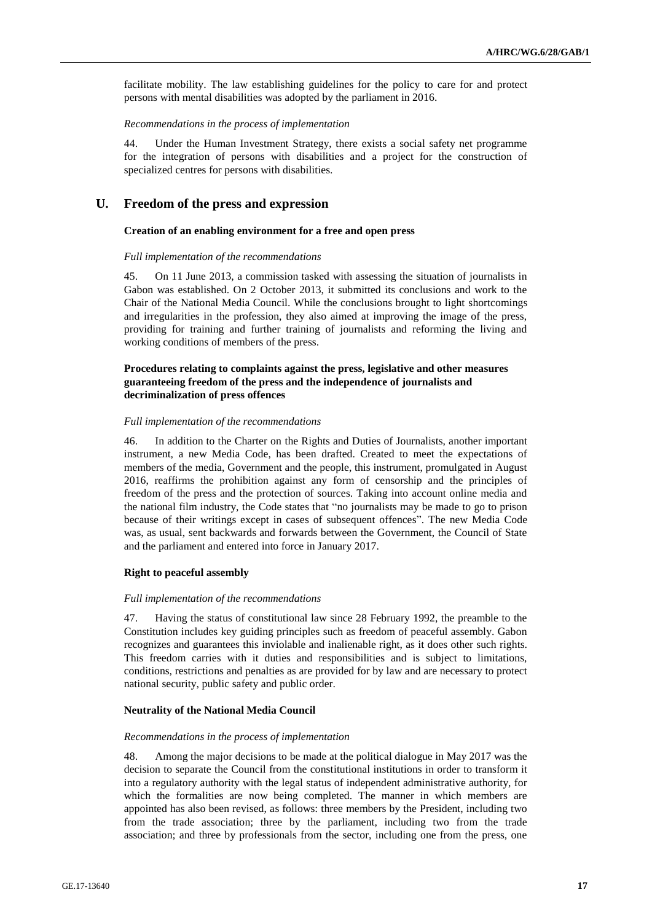facilitate mobility. The law establishing guidelines for the policy to care for and protect persons with mental disabilities was adopted by the parliament in 2016.

*Recommendations in the process of implementation*

44. Under the Human Investment Strategy, there exists a social safety net programme for the integration of persons with disabilities and a project for the construction of specialized centres for persons with disabilities.

## U. Freedom of the press and expression

**Creation of an enabling environment for a free and open press**

*Full implementation of the recommendations*

45. On 11 June 2013, a commission tasked with assessing the situation of journalists in Gabon was established. On 2 October 2013, it submitted its conclusions and work to the Chair of the National Media Council. While the conclusions brought to light shortcomings and irregularities in the profession, they also aimed at improving the image of the press, providing for training and further training of journalists and reforming the living and working conditions of members of the press.

**Procedures relating to complaints against the press, legislative and other measures guaranteeing freedom of the press and the independence of journalists and decriminalization of press offences**

*Full implementation of the recommendations*

46. In addition to the Charter on the Rights and Duties of Journalists, another important instrument, a new Media Code, has been drafted. Created to meet the expectations of members of the media, Government and the people, this instrument, promulgated in August 2016, reaffirms the prohibition against any form of censorship and the principles of freedom of the press and the protection of sources. Taking into account online media and the national film industry, the Code states that "no journalists may be made to go to prison because of their writings except in cases of subsequent offences". The new Media Code was, as usual, sent backwards and forwards between the Government, the Council of State and the parliament and entered into force in January 2017.

**Right to peaceful assembly**

*Full implementation of the recommendations*

47. Having the status of constitutional law since 28 February 1992, the preamble to the Constitution includes key guiding principles such as freedom of peaceful assembly. Gabon recognizes and guarantees this inviolable and inalienable right, as it does other such rights. This freedom carries with it duties and responsibilities and is subject to limitations, conditions, restrictions and penalties as are provided for by law and are necessary to protect national security, public safety and public order.

**Neutrality of the National Media Council**

*Recommendations in the process of implementation*

48. Among the major decisions to be made at the political dialogue in May 2017 was the decision to separate the Council from the constitutional institutions in order to transform it into a regulatory authority with the legal status of independent administrative authority, for which the formalities are now being completed. The manner in which members are appointed has also been revised, as follows: three members by the President, including two from the trade association; three by the parliament, including two from the trade association; and three by professionals from the sector, including one from the press, one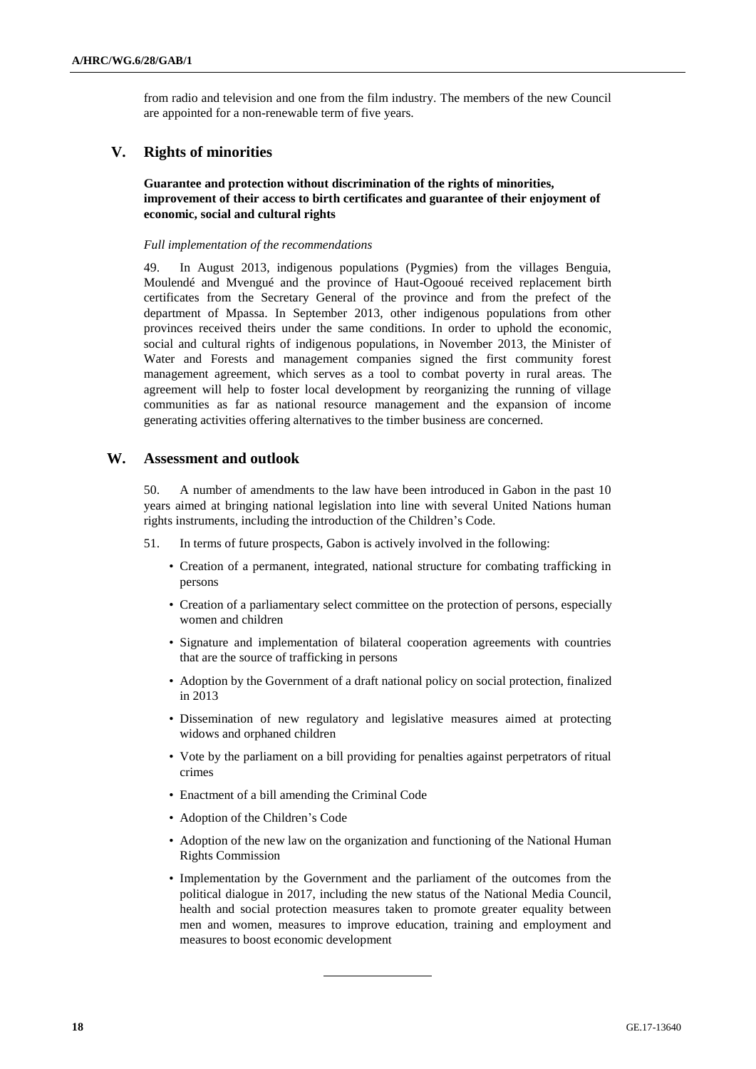from radio and television and one from the film industry. The members of the new Council are appointed for a non-renewable term of five years.

## V. Rights of minorities

**Guarantee and protection without discrimination of the rights of minorities, improvement of their access to birth certificates and guarantee of their enjoyment of economic, social and cultural rights**

*Full implementation of the recommendations*

49. In August 2013, indigenous populations (Pygmies) from the villages Benguia, Moulendé and Mvengué and the province of Haut-Ogooué received replacement birth certificates from the Secretary General of the province and from the prefect of the department of Mpassa. In September 2013, other indigenous populations from other provinces received theirs under the same conditions. In order to uphold the economic, social and cultural rights of indigenous populations, in November 2013, the Minister of Water and Forests and management companies signed the first community forest management agreement, which serves as a tool to combat poverty in rural areas. The agreement will help to foster local development by reorganizing the running of village communities as far as national resource management and the expansion of income generating activities offering alternatives to the timber business are concerned.

## W. Assessment and outlook

50. A number of amendments to the law have been introduced in Gabon in the past 10 years aimed at bringing national legislation into line with several United Nations human rights instruments, including the introduction of the Children's Code.

51. In terms of future prospects, Gabon is actively involved in the following:

- Creation of a permanent, integrated, national structure for combating trafficking in persons
- Creation of a parliamentary select committee on the protection of persons, especially women and children
- Signature and implementation of bilateral cooperation agreements with countries that are the source of trafficking in persons
- Adoption by the Government of a draft national policy on social protection, finalized in 2013
- Dissemination of new regulatory and legislative measures aimed at protecting widows and orphaned children
- Vote by the parliament on a bill providing for penalties against perpetrators of ritual crimes
- Enactment of a bill amending the Criminal Code
- Adoption of the Children's Code
- Adoption of the new law on the organization and functioning of the National Human Rights Commission
- Implementation by the Government and the parliament of the outcomes from the political dialogue in 2017, including the new status of the National Media Council, health and social protection measures taken to promote greater equality between men and women, measures to improve education, training and employment and measures to boost economic development